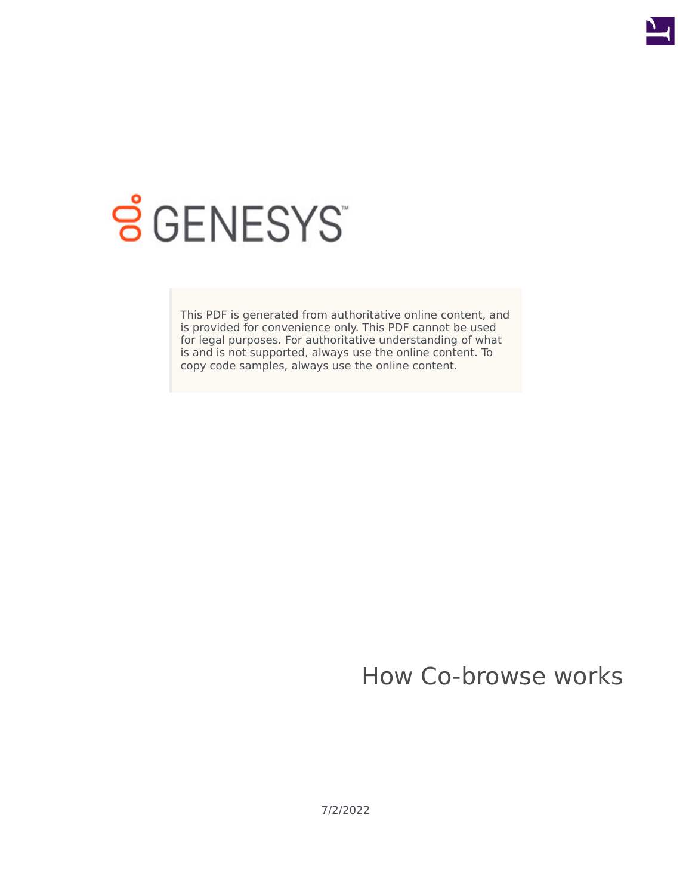GENESYS

This PDF is generated from authoritative online content, and is provided for convenience only. This PDF cannot be used for legal purposes. For authoritative understanding of what is and is not supported, always use the online content. To copy code samples, always use the online content.

# How Co-browse works

7/2/2022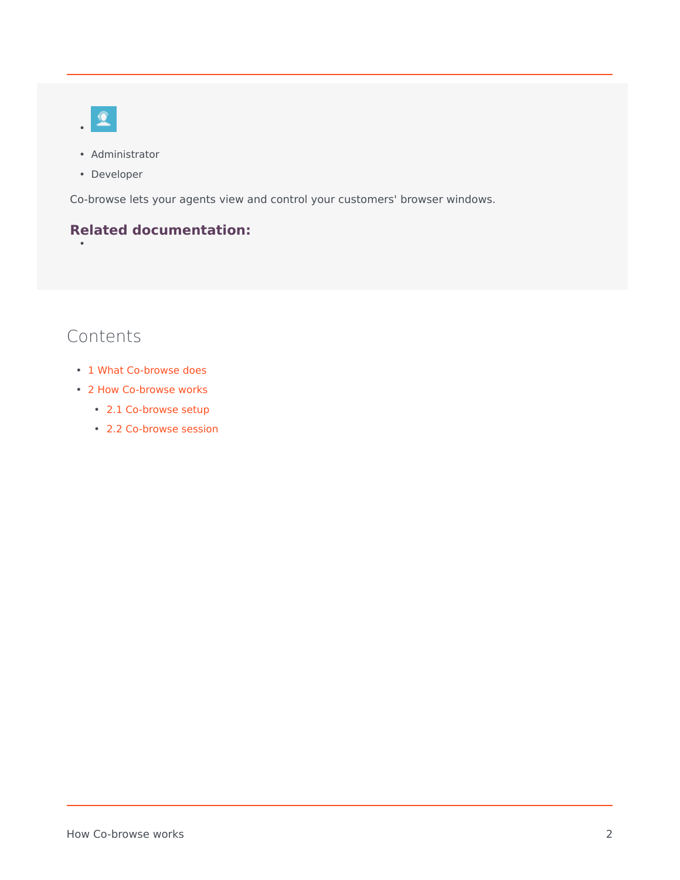- Administrator
- Developer

Co-browse lets your agents view and control your customers' browser windows.

**Related documentation:**

## Contents

- 1 What Co-browse does
- 2 How Co-browse works
  - 2.1 Co-browse setup
  - 2.2 Co-browse session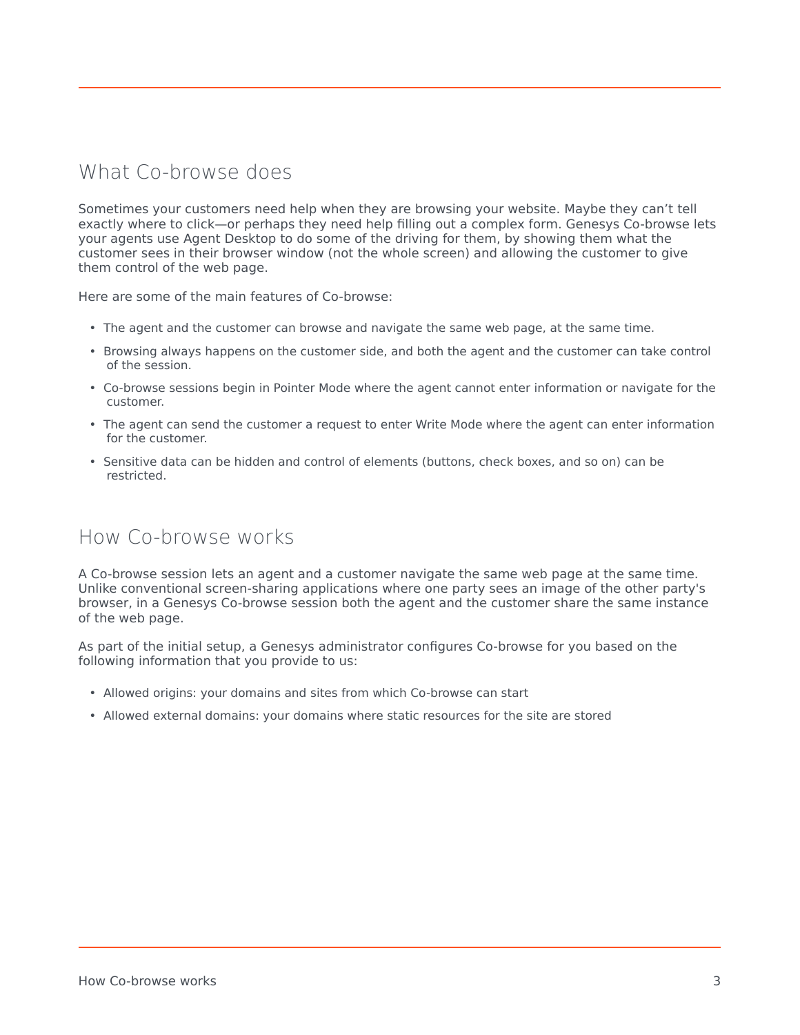## What Co-browse does

Sometimes your customers need help when they are browsing your website. Maybe they can't tell exactly where to click—or perhaps they need help filling out a complex form. Genesys Co-browse lets your agents use Agent Desktop to do some of the driving for them, by showing them what the customer sees in their browser window (not the whole screen) and allowing the customer to give them control of the web page.

Here are some of the main features of Co-browse:

- The agent and the customer can browse and navigate the same web page, at the same time.
- Browsing always happens on the customer side, and both the agent and the customer can take control of the session.
- Co-browse sessions begin in Pointer Mode where the agent cannot enter information or navigate for the customer.
- The agent can send the customer a request to enter Write Mode where the agent can enter information for the customer.
- Sensitive data can be hidden and control of elements (buttons, check boxes, and so on) can be restricted.

## How Co-browse works

A Co-browse session lets an agent and a customer navigate the same web page at the same time. Unlike conventional screen-sharing applications where one party sees an image of the other party's browser, in a Genesys Co-browse session both the agent and the customer share the same instance of the web page.

As part of the initial setup, a Genesys administrator configures Co-browse for you based on the following information that you provide to us:

- Allowed origins: your domains and sites from which Co-browse can start
- Allowed external domains: your domains where static resources for the site are stored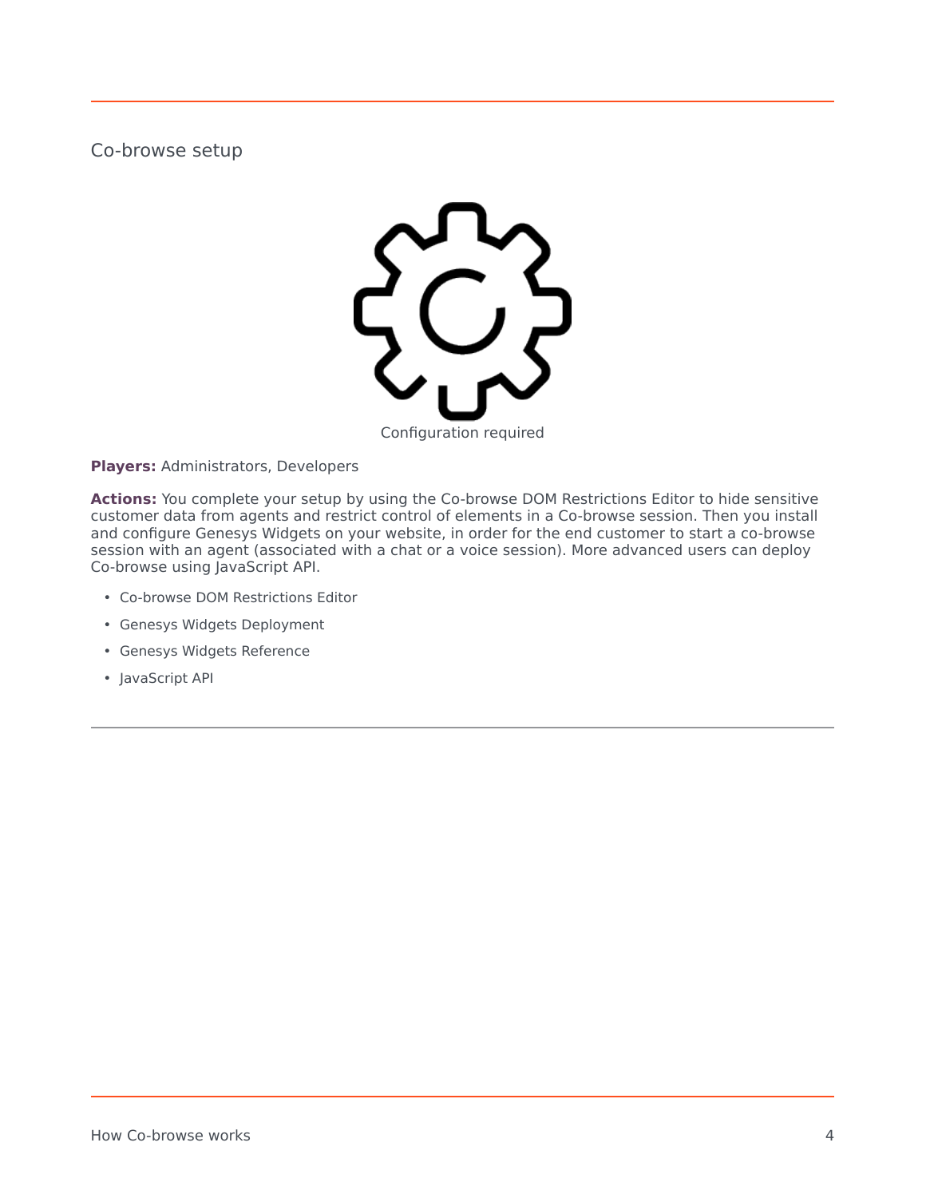## Co-browse setup

Configuration required

**Players:** Administrators, Developers

**Actions:** You complete your setup by using the Co-browse DOM Restrictions Editor to hide sensitive customer data from agents and restrict control of elements in a Co-browse session. Then you install and configure Genesys Widgets on your website, in order for the end customer to start a co-browse session with an agent (associated with a chat or a voice session). More advanced users can deploy Co-browse using JavaScript API.

- Co-browse DOM Restrictions Editor
- Genesys Widgets Deployment
- Genesys Widgets Reference
- JavaScript API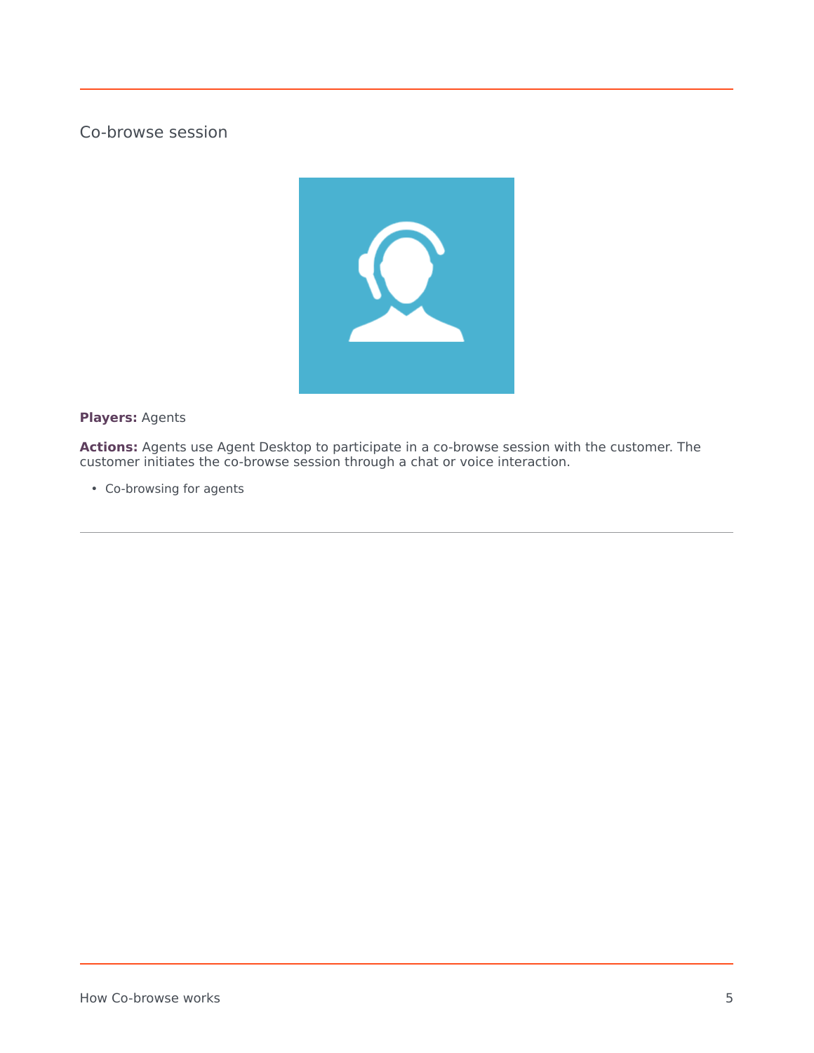## Co-browse session

**Players:** Agents

**Actions:** Agents use Agent Desktop to participate in a co-browse session with the customer. The customer initiates the co-browse session through a chat or voice interaction.

- Co-browsing for agents